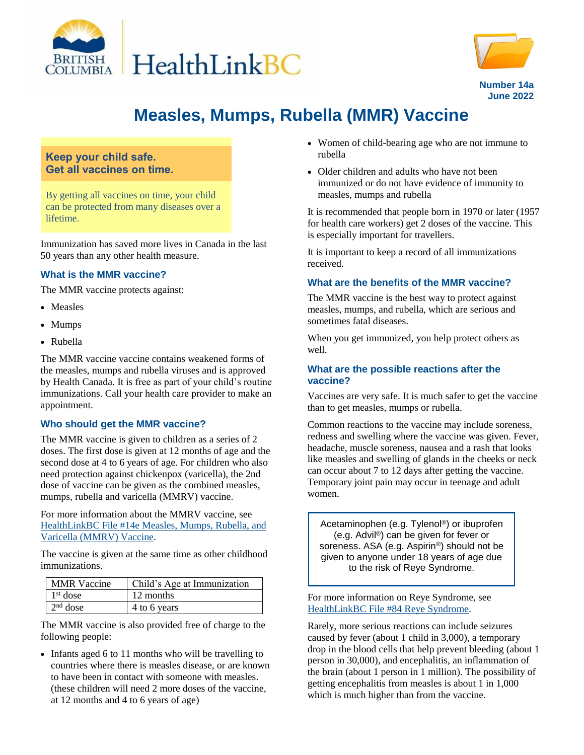BRITISH COLUMBIA HealthLinkBC

Number 14a
June 2022

# Measles, Mumps, Rubella (MMR) Vaccine

**Keep your child safe.**
**Get all vaccines on time.**

By getting all vaccines on time, your child can be protected from many diseases over a lifetime.

Immunization has saved more lives in Canada in the last 50 years than any other health measure.

## What is the MMR vaccine?

The MMR vaccine protects against:

- Measles
- Mumps
- Rubella

The MMR vaccine vaccine contains weakened forms of the measles, mumps and rubella viruses and is approved by Health Canada. It is free as part of your child's routine immunizations. Call your health care provider to make an appointment.

## Who should get the MMR vaccine?

The MMR vaccine is given to children as a series of 2 doses. The first dose is given at 12 months of age and the second dose at 4 to 6 years of age. For children who also need protection against chickenpox (varicella), the 2nd dose of vaccine can be given as the combined measles, mumps, rubella and varicella (MMRV) vaccine.

For more information about the MMRV vaccine, see HealthLinkBC File #14e Measles, Mumps, Rubella, and Varicella (MMRV) Vaccine.

The vaccine is given at the same time as other childhood immunizations.

| MMR Vaccine | Child's Age at Immunization |
| --- | --- |
| 1st dose | 12 months |
| 2nd dose | 4 to 6 years |

The MMR vaccine is also provided free of charge to the following people:

- Infants aged 6 to 11 months who will be travelling to countries where there is measles disease, or are known to have been in contact with someone with measles. (these children will need 2 more doses of the vaccine, at 12 months and 4 to 6 years of age)
- Women of child-bearing age who are not immune to rubella
- Older children and adults who have not been immunized or do not have evidence of immunity to measles, mumps and rubella

It is recommended that people born in 1970 or later (1957 for health care workers) get 2 doses of the vaccine. This is especially important for travellers.

It is important to keep a record of all immunizations received.

## What are the benefits of the MMR vaccine?

The MMR vaccine is the best way to protect against measles, mumps, and rubella, which are serious and sometimes fatal diseases.

When you get immunized, you help protect others as well.

## What are the possible reactions after the vaccine?

Vaccines are very safe. It is much safer to get the vaccine than to get measles, mumps or rubella.

Common reactions to the vaccine may include soreness, redness and swelling where the vaccine was given. Fever, headache, muscle soreness, nausea and a rash that looks like measles and swelling of glands in the cheeks or neck can occur about 7 to 12 days after getting the vaccine. Temporary joint pain may occur in teenage and adult women.

> Acetaminophen (e.g. Tylenol®) or ibuprofen (e.g. Advil®) can be given for fever or soreness. ASA (e.g. Aspirin®) should not be given to anyone under 18 years of age due to the risk of Reye Syndrome.

For more information on Reye Syndrome, see HealthLinkBC File #84 Reye Syndrome.

Rarely, more serious reactions can include seizures caused by fever (about 1 child in 3,000), a temporary drop in the blood cells that help prevent bleeding (about 1 person in 30,000), and encephalitis, an inflammation of the brain (about 1 person in 1 million). The possibility of getting encephalitis from measles is about 1 in 1,000 which is much higher than from the vaccine.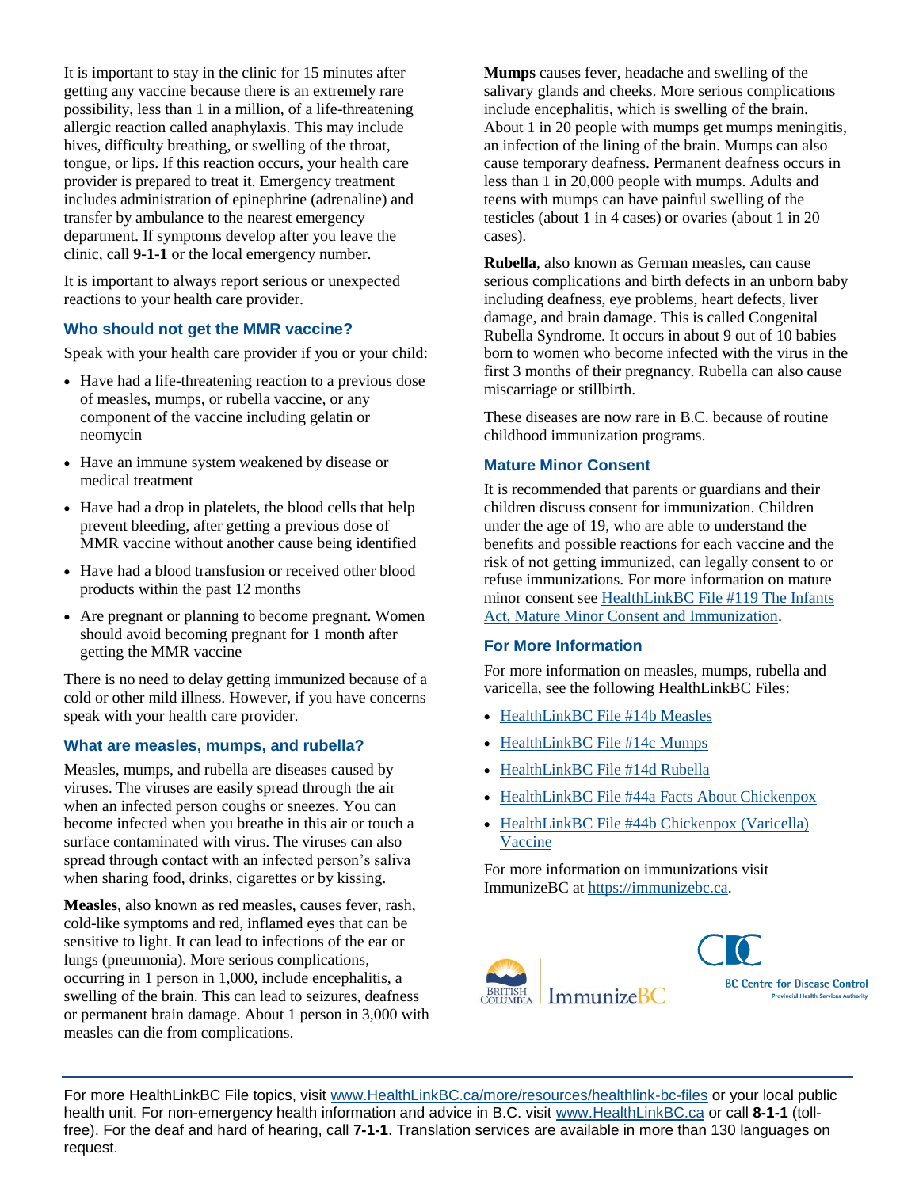It is important to stay in the clinic for 15 minutes after getting any vaccine because there is an extremely rare possibility, less than 1 in a million, of a life-threatening allergic reaction called anaphylaxis. This may include hives, difficulty breathing, or swelling of the throat, tongue, or lips. If this reaction occurs, your health care provider is prepared to treat it. Emergency treatment includes administration of epinephrine (adrenaline) and transfer by ambulance to the nearest emergency department. If symptoms develop after you leave the clinic, call **9-1-1** or the local emergency number.

It is important to always report serious or unexpected reactions to your health care provider.

### Who should not get the MMR vaccine?

Speak with your health care provider if you or your child:

- Have had a life-threatening reaction to a previous dose of measles, mumps, or rubella vaccine, or any component of the vaccine including gelatin or neomycin
- Have an immune system weakened by disease or medical treatment
- Have had a drop in platelets, the blood cells that help prevent bleeding, after getting a previous dose of MMR vaccine without another cause being identified
- Have had a blood transfusion or received other blood products within the past 12 months
- Are pregnant or planning to become pregnant. Women should avoid becoming pregnant for 1 month after getting the MMR vaccine

There is no need to delay getting immunized because of a cold or other mild illness. However, if you have concerns speak with your health care provider.

### What are measles, mumps, and rubella?

Measles, mumps, and rubella are diseases caused by viruses. The viruses are easily spread through the air when an infected person coughs or sneezes. You can become infected when you breathe in this air or touch a surface contaminated with virus. The viruses can also spread through contact with an infected person's saliva when sharing food, drinks, cigarettes or by kissing.

**Measles**, also known as red measles, causes fever, rash, cold-like symptoms and red, inflamed eyes that can be sensitive to light. It can lead to infections of the ear or lungs (pneumonia). More serious complications, occurring in 1 person in 1,000, include encephalitis, a swelling of the brain. This can lead to seizures, deafness or permanent brain damage. About 1 person in 3,000 with measles can die from complications.

**Mumps** causes fever, headache and swelling of the salivary glands and cheeks. More serious complications include encephalitis, which is swelling of the brain. About 1 in 20 people with mumps get mumps meningitis, an infection of the lining of the brain. Mumps can also cause temporary deafness. Permanent deafness occurs in less than 1 in 20,000 people with mumps. Adults and teens with mumps can have painful swelling of the testicles (about 1 in 4 cases) or ovaries (about 1 in 20 cases).

**Rubella**, also known as German measles, can cause serious complications and birth defects in an unborn baby including deafness, eye problems, heart defects, liver damage, and brain damage. This is called Congenital Rubella Syndrome. It occurs in about 9 out of 10 babies born to women who become infected with the virus in the first 3 months of their pregnancy. Rubella can also cause miscarriage or stillbirth.

These diseases are now rare in B.C. because of routine childhood immunization programs.

### Mature Minor Consent

It is recommended that parents or guardians and their children discuss consent for immunization. Children under the age of 19, who are able to understand the benefits and possible reactions for each vaccine and the risk of not getting immunized, can legally consent to or refuse immunizations. For more information on mature minor consent see HealthLinkBC File #119 The Infants Act, Mature Minor Consent and Immunization.

### For More Information

For more information on measles, mumps, rubella and varicella, see the following HealthLinkBC Files:

- HealthLinkBC File #14b Measles
- HealthLinkBC File #14c Mumps
- HealthLinkBC File #14d Rubella
- HealthLinkBC File #44a Facts About Chickenpox
- HealthLinkBC File #44b Chickenpox (Varicella) Vaccine

For more information on immunizations visit ImmunizeBC at https://immunizebc.ca.

BRITISH COLUMBIA | ImmunizeBC

BC Centre for Disease Control
Provincial Health Services Authority

---

For more HealthLinkBC File topics, visit www.HealthLinkBC.ca/more/resources/healthlink-bc-files or your local public health unit. For non-emergency health information and advice in B.C. visit www.HealthLinkBC.ca or call **8-1-1** (toll-free). For the deaf and hard of hearing, call **7-1-1**. Translation services are available in more than 130 languages on request.